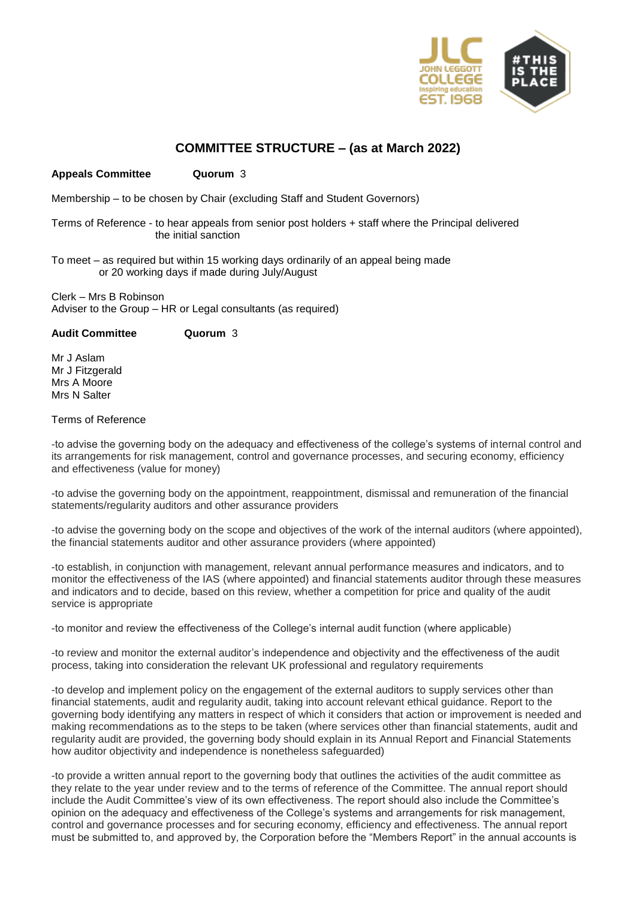# COMMITTEE STRUCTURE – (as at March 2022)

**Appeals Committee** **Quorum** 3

Membership – to be chosen by Chair (excluding Staff and Student Governors)

Terms of Reference - to hear appeals from senior post holders + staff where the Principal delivered the initial sanction

To meet – as required but within 15 working days ordinarily of an appeal being made or 20 working days if made during July/August

Clerk – Mrs B Robinson
Adviser to the Group – HR or Legal consultants (as required)

**Audit Committee** **Quorum** 3

Mr J Aslam
Mr J Fitzgerald
Mrs A Moore
Mrs N Salter

Terms of Reference

-to advise the governing body on the adequacy and effectiveness of the college's systems of internal control and its arrangements for risk management, control and governance processes, and securing economy, efficiency and effectiveness (value for money)

-to advise the governing body on the appointment, reappointment, dismissal and remuneration of the financial statements/regularity auditors and other assurance providers

-to advise the governing body on the scope and objectives of the work of the internal auditors (where appointed), the financial statements auditor and other assurance providers (where appointed)

-to establish, in conjunction with management, relevant annual performance measures and indicators, and to monitor the effectiveness of the IAS (where appointed) and financial statements auditor through these measures and indicators and to decide, based on this review, whether a competition for price and quality of the audit service is appropriate

-to monitor and review the effectiveness of the College's internal audit function (where applicable)

-to review and monitor the external auditor's independence and objectivity and the effectiveness of the audit process, taking into consideration the relevant UK professional and regulatory requirements

-to develop and implement policy on the engagement of the external auditors to supply services other than financial statements, audit and regularity audit, taking into account relevant ethical guidance. Report to the governing body identifying any matters in respect of which it considers that action or improvement is needed and making recommendations as to the steps to be taken (where services other than financial statements, audit and regularity audit are provided, the governing body should explain in its Annual Report and Financial Statements how auditor objectivity and independence is nonetheless safeguarded)

-to provide a written annual report to the governing body that outlines the activities of the audit committee as they relate to the year under review and to the terms of reference of the Committee. The annual report should include the Audit Committee's view of its own effectiveness. The report should also include the Committee's opinion on the adequacy and effectiveness of the College's systems and arrangements for risk management, control and governance processes and for securing economy, efficiency and effectiveness. The annual report must be submitted to, and approved by, the Corporation before the "Members Report" in the annual accounts is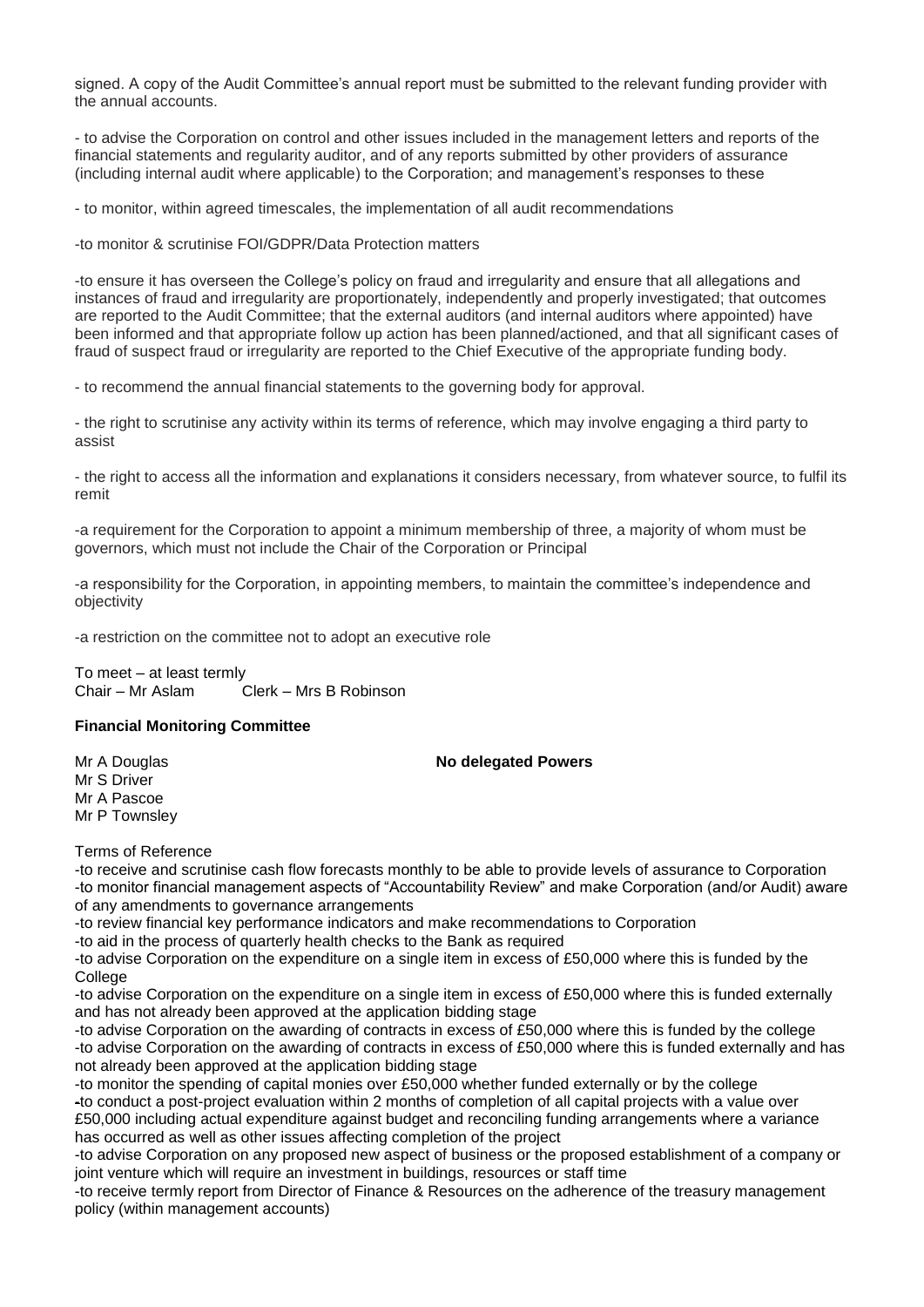signed. A copy of the Audit Committee's annual report must be submitted to the relevant funding provider with the annual accounts.

- to advise the Corporation on control and other issues included in the management letters and reports of the financial statements and regularity auditor, and of any reports submitted by other providers of assurance (including internal audit where applicable) to the Corporation; and management's responses to these

- to monitor, within agreed timescales, the implementation of all audit recommendations

-to monitor & scrutinise FOI/GDPR/Data Protection matters

-to ensure it has overseen the College's policy on fraud and irregularity and ensure that all allegations and instances of fraud and irregularity are proportionately, independently and properly investigated; that outcomes are reported to the Audit Committee; that the external auditors (and internal auditors where appointed) have been informed and that appropriate follow up action has been planned/actioned, and that all significant cases of fraud of suspect fraud or irregularity are reported to the Chief Executive of the appropriate funding body.

- to recommend the annual financial statements to the governing body for approval.

- the right to scrutinise any activity within its terms of reference, which may involve engaging a third party to assist

- the right to access all the information and explanations it considers necessary, from whatever source, to fulfil its remit

-a requirement for the Corporation to appoint a minimum membership of three, a majority of whom must be governors, which must not include the Chair of the Corporation or Principal

-a responsibility for the Corporation, in appointing members, to maintain the committee's independence and objectivity

-a restriction on the committee not to adopt an executive role

To meet – at least termly
Chair – Mr Aslam Clerk – Mrs B Robinson

**Financial Monitoring Committee**

Mr A Douglas
Mr S Driver
Mr A Pascoe
Mr P Townsley

**No delegated Powers**

Terms of Reference
-to receive and scrutinise cash flow forecasts monthly to be able to provide levels of assurance to Corporation
-to monitor financial management aspects of "Accountability Review" and make Corporation (and/or Audit) aware of any amendments to governance arrangements
-to review financial key performance indicators and make recommendations to Corporation
-to aid in the process of quarterly health checks to the Bank as required
-to advise Corporation on the expenditure on a single item in excess of £50,000 where this is funded by the College
-to advise Corporation on the expenditure on a single item in excess of £50,000 where this is funded externally and has not already been approved at the application bidding stage
-to advise Corporation on the awarding of contracts in excess of £50,000 where this is funded by the college
-to advise Corporation on the awarding of contracts in excess of £50,000 where this is funded externally and has not already been approved at the application bidding stage
-to monitor the spending of capital monies over £50,000 whether funded externally or by the college
-to conduct a post-project evaluation within 2 months of completion of all capital projects with a value over £50,000 including actual expenditure against budget and reconciling funding arrangements where a variance has occurred as well as other issues affecting completion of the project
-to advise Corporation on any proposed new aspect of business or the proposed establishment of a company or joint venture which will require an investment in buildings, resources or staff time
-to receive termly report from Director of Finance & Resources on the adherence of the treasury management policy (within management accounts)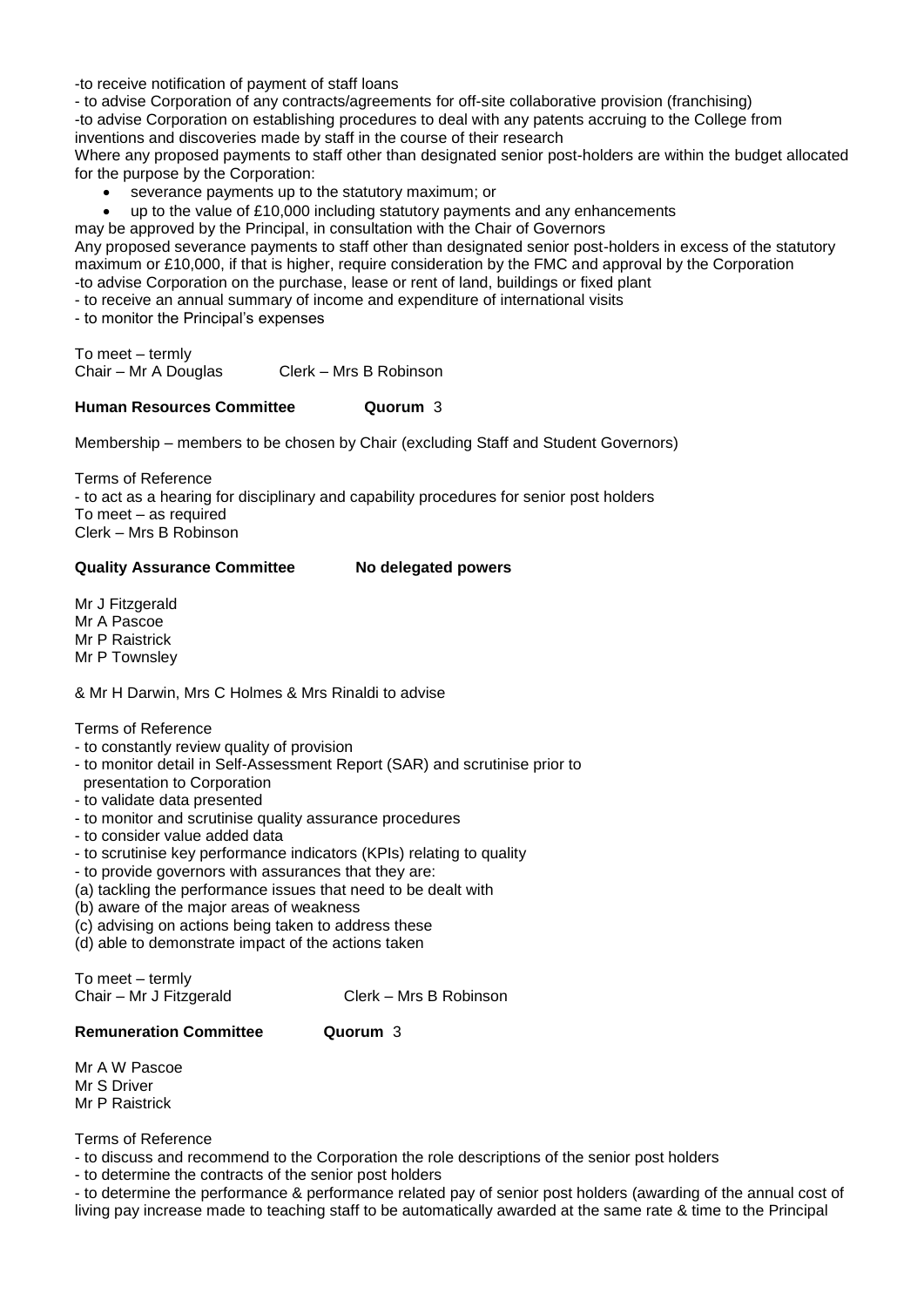-to receive notification of payment of staff loans
- to advise Corporation of any contracts/agreements for off-site collaborative provision (franchising)
-to advise Corporation on establishing procedures to deal with any patents accruing to the College from inventions and discoveries made by staff in the course of their research
Where any proposed payments to staff other than designated senior post-holders are within the budget allocated for the purpose by the Corporation:

- severance payments up to the statutory maximum; or
- up to the value of £10,000 including statutory payments and any enhancements

may be approved by the Principal, in consultation with the Chair of Governors
Any proposed severance payments to staff other than designated senior post-holders in excess of the statutory maximum or £10,000, if that is higher, require consideration by the FMC and approval by the Corporation
-to advise Corporation on the purchase, lease or rent of land, buildings or fixed plant
- to receive an annual summary of income and expenditure of international visits
- to monitor the Principal's expenses

To meet – termly
Chair – Mr A Douglas Clerk – Mrs B Robinson

**Human Resources Committee Quorum** 3

Membership – members to be chosen by Chair (excluding Staff and Student Governors)

Terms of Reference
- to act as a hearing for disciplinary and capability procedures for senior post holders
To meet – as required
Clerk – Mrs B Robinson

**Quality Assurance Committee No delegated powers**

Mr J Fitzgerald
Mr A Pascoe
Mr P Raistrick
Mr P Townsley

& Mr H Darwin, Mrs C Holmes & Mrs Rinaldi to advise

Terms of Reference
- to constantly review quality of provision
- to monitor detail in Self-Assessment Report (SAR) and scrutinise prior to presentation to Corporation
- to validate data presented
- to monitor and scrutinise quality assurance procedures
- to consider value added data
- to scrutinise key performance indicators (KPIs) relating to quality
- to provide governors with assurances that they are:
(a) tackling the performance issues that need to be dealt with
(b) aware of the major areas of weakness
(c) advising on actions being taken to address these
(d) able to demonstrate impact of the actions taken

To meet – termly
Chair – Mr J Fitzgerald Clerk – Mrs B Robinson

**Remuneration Committee Quorum** 3

Mr A W Pascoe
Mr S Driver
Mr P Raistrick

Terms of Reference
- to discuss and recommend to the Corporation the role descriptions of the senior post holders
- to determine the contracts of the senior post holders
- to determine the performance & performance related pay of senior post holders (awarding of the annual cost of living pay increase made to teaching staff to be automatically awarded at the same rate & time to the Principal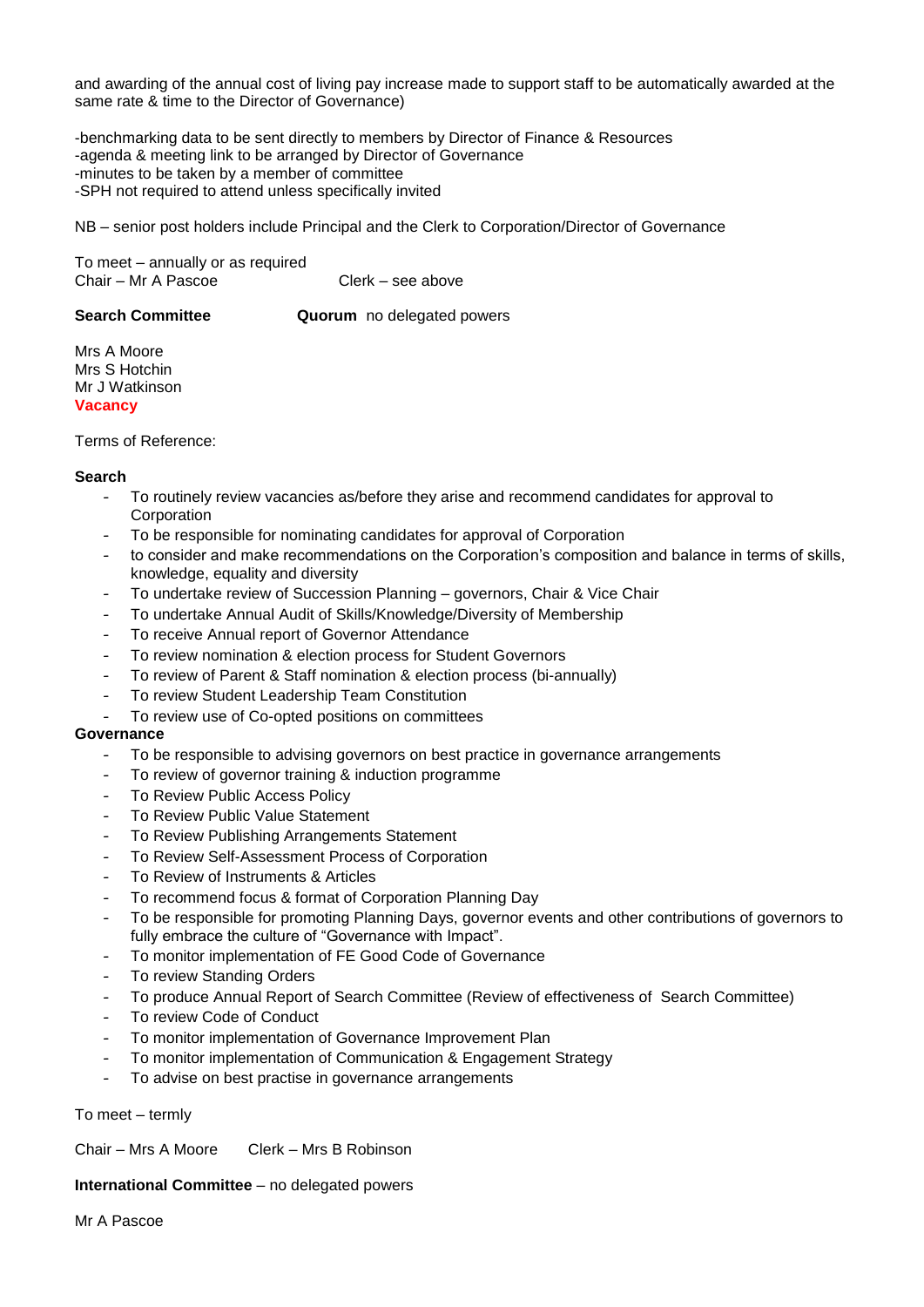and awarding of the annual cost of living pay increase made to support staff to be automatically awarded at the same rate & time to the Director of Governance)

-benchmarking data to be sent directly to members by Director of Finance & Resources
-agenda & meeting link to be arranged by Director of Governance
-minutes to be taken by a member of committee
-SPH not required to attend unless specifically invited

NB – senior post holders include Principal and the Clerk to Corporation/Director of Governance

To meet – annually or as required
Chair – Mr A Pascoe Clerk – see above

**Search Committee** **Quorum** no delegated powers

Mrs A Moore
Mrs S Hotchin
Mr J Watkinson
**Vacancy**

Terms of Reference:

**Search**

- To routinely review vacancies as/before they arise and recommend candidates for approval to Corporation
- To be responsible for nominating candidates for approval of Corporation
- to consider and make recommendations on the Corporation's composition and balance in terms of skills, knowledge, equality and diversity
- To undertake review of Succession Planning – governors, Chair & Vice Chair
- To undertake Annual Audit of Skills/Knowledge/Diversity of Membership
- To receive Annual report of Governor Attendance
- To review nomination & election process for Student Governors
- To review of Parent & Staff nomination & election process (bi-annually)
- To review Student Leadership Team Constitution
- To review use of Co-opted positions on committees

**Governance**

- To be responsible to advising governors on best practice in governance arrangements
- To review of governor training & induction programme
- To Review Public Access Policy
- To Review Public Value Statement
- To Review Publishing Arrangements Statement
- To Review Self-Assessment Process of Corporation
- To Review of Instruments & Articles
- To recommend focus & format of Corporation Planning Day
- To be responsible for promoting Planning Days, governor events and other contributions of governors to fully embrace the culture of "Governance with Impact".
- To monitor implementation of FE Good Code of Governance
- To review Standing Orders
- To produce Annual Report of Search Committee (Review of effectiveness of Search Committee)
- To review Code of Conduct
- To monitor implementation of Governance Improvement Plan
- To monitor implementation of Communication & Engagement Strategy
- To advise on best practise in governance arrangements

To meet – termly

Chair – Mrs A Moore Clerk – Mrs B Robinson

**International Committee** – no delegated powers

Mr A Pascoe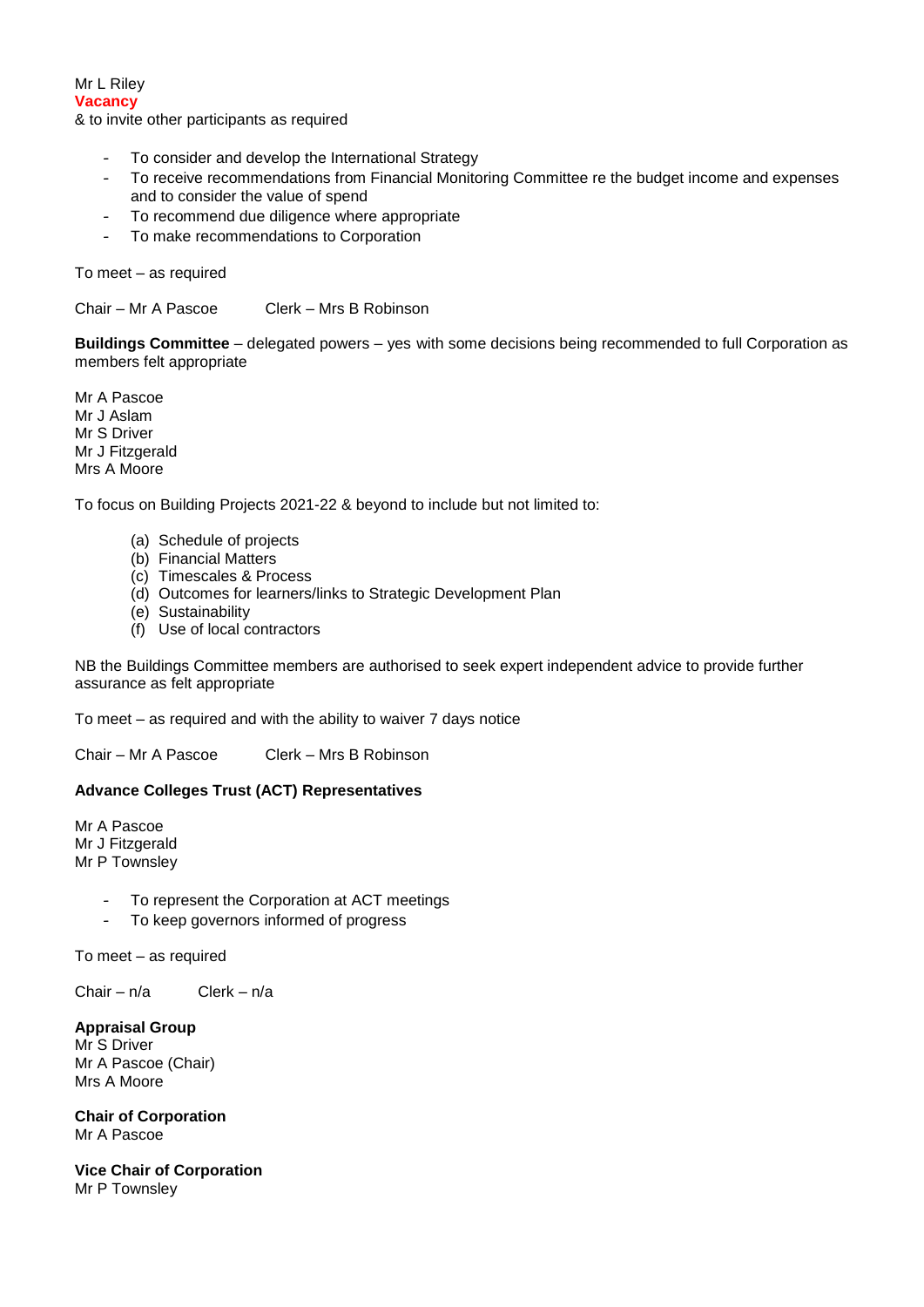Mr L Riley
**Vacancy**
& to invite other participants as required

- To consider and develop the International Strategy
- To receive recommendations from Financial Monitoring Committee re the budget income and expenses and to consider the value of spend
- To recommend due diligence where appropriate
- To make recommendations to Corporation

To meet – as required

Chair – Mr A Pascoe        Clerk – Mrs B Robinson

**Buildings Committee** – delegated powers – yes with some decisions being recommended to full Corporation as members felt appropriate

Mr A Pascoe
Mr J Aslam
Mr S Driver
Mr J Fitzgerald
Mrs A Moore

To focus on Building Projects 2021-22 & beyond to include but not limited to:

(a) Schedule of projects
(b) Financial Matters
(c) Timescales & Process
(d) Outcomes for learners/links to Strategic Development Plan
(e) Sustainability
(f) Use of local contractors

NB the Buildings Committee members are authorised to seek expert independent advice to provide further assurance as felt appropriate

To meet – as required and with the ability to waiver 7 days notice

Chair – Mr A Pascoe        Clerk – Mrs B Robinson

**Advance Colleges Trust (ACT) Representatives**

Mr A Pascoe
Mr J Fitzgerald
Mr P Townsley

- To represent the Corporation at ACT meetings
- To keep governors informed of progress

To meet – as required

Chair – n/a        Clerk – n/a

**Appraisal Group**
Mr S Driver
Mr A Pascoe (Chair)
Mrs A Moore

**Chair of Corporation**
Mr A Pascoe

**Vice Chair of Corporation**
Mr P Townsley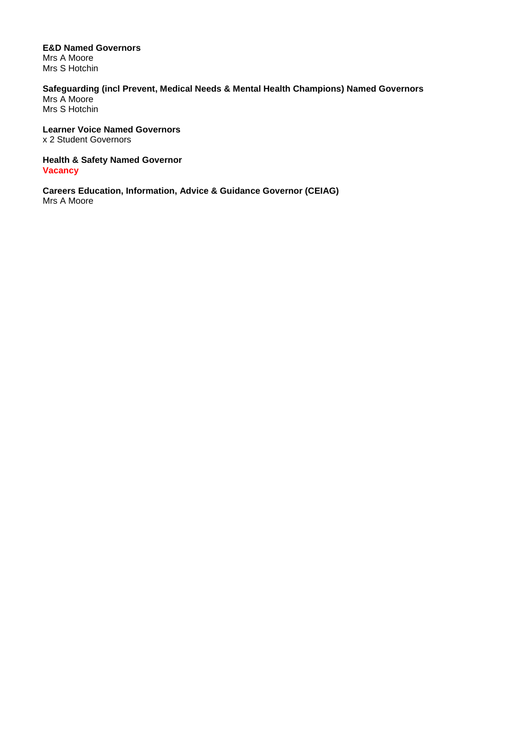**E&D Named Governors**
Mrs A Moore
Mrs S Hotchin

**Safeguarding (incl Prevent, Medical Needs & Mental Health Champions) Named Governors**
Mrs A Moore
Mrs S Hotchin

**Learner Voice Named Governors**
x 2 Student Governors

**Health & Safety Named Governor**
**Vacancy**

**Careers Education, Information, Advice & Guidance Governor (CEIAG)**
Mrs A Moore